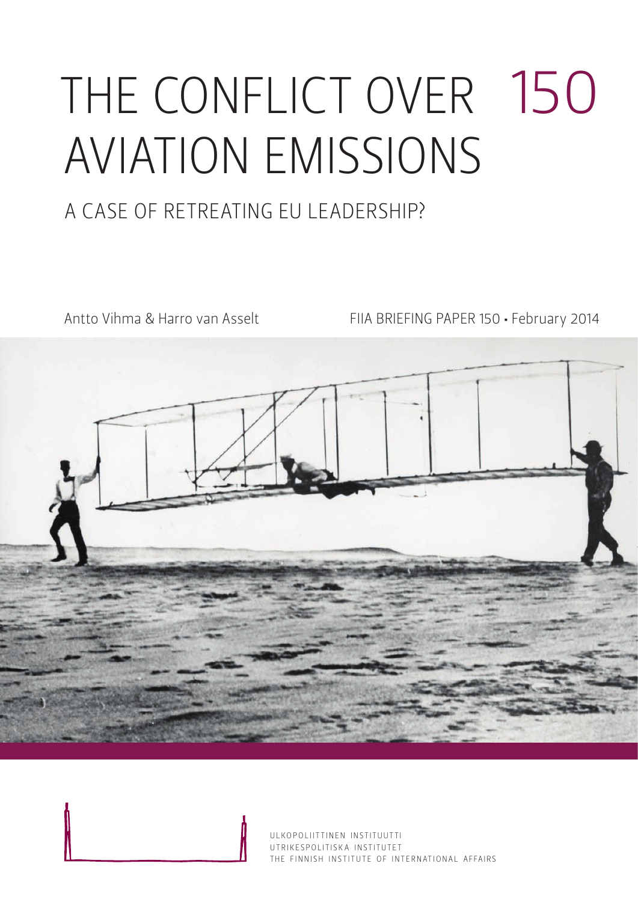# THE CONFLICT OVER AVIATION EMISSIONS

150

## A CASE OF RETREATING EU LEADERSHIP?

Antto Vihma & Harro van Asselt

FIIA BRIEFING PAPER 150 • February 2014

ULKOPOLIITTINEN INSTITUUTTI
UTRIKESPOLITISKA INSTITUTET
THE FINNISH INSTITUTE OF INTERNATIONAL AFFAIRS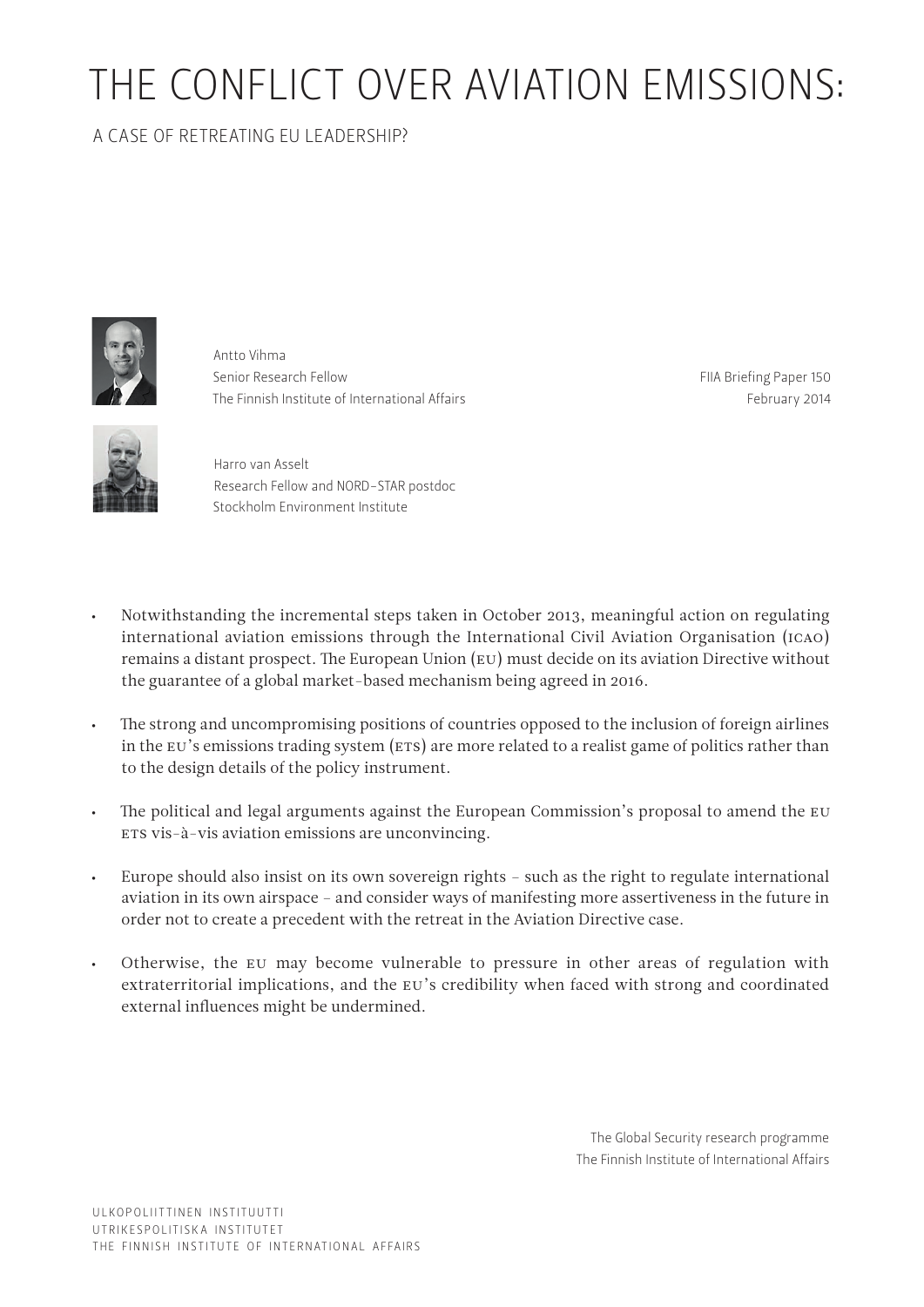# THE CONFLICT OVER AVIATION EMISSIONS:

A CASE OF RETREATING EU LEADERSHIP?

Antto Vihma
Senior Research Fellow
The Finnish Institute of International Affairs

FIIA Briefing Paper 150
February 2014

Harro van Asselt
Research Fellow and NORD-STAR postdoc
Stockholm Environment Institute

- Notwithstanding the incremental steps taken in October 2013, meaningful action on regulating international aviation emissions through the International Civil Aviation Organisation (ICAO) remains a distant prospect. The European Union (EU) must decide on its aviation Directive without the guarantee of a global market-based mechanism being agreed in 2016.
- The strong and uncompromising positions of countries opposed to the inclusion of foreign airlines in the EU's emissions trading system (ETS) are more related to a realist game of politics rather than to the design details of the policy instrument.
- The political and legal arguments against the European Commission's proposal to amend the EU ETS vis-à-vis aviation emissions are unconvincing.
- Europe should also insist on its own sovereign rights – such as the right to regulate international aviation in its own airspace – and consider ways of manifesting more assertiveness in the future in order not to create a precedent with the retreat in the Aviation Directive case.
- Otherwise, the EU may become vulnerable to pressure in other areas of regulation with extraterritorial implications, and the EU's credibility when faced with strong and coordinated external influences might be undermined.

The Global Security research programme
The Finnish Institute of International Affairs

ULKOPOLIITTINEN INSTITUUTTI
UTRIKESPOLITISKA INSTITUTET
THE FINNISH INSTITUTE OF INTERNATIONAL AFFAIRS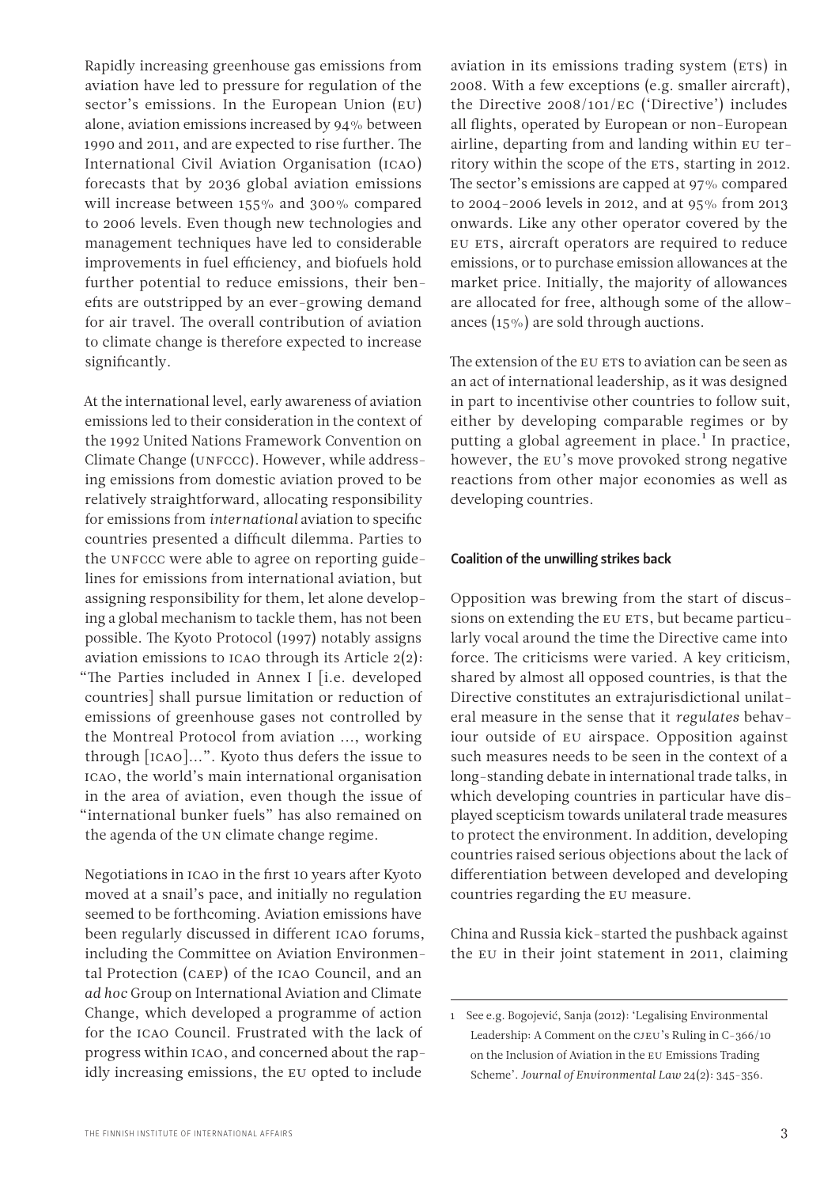Rapidly increasing greenhouse gas emissions from aviation have led to pressure for regulation of the sector's emissions. In the European Union (EU) alone, aviation emissions increased by 94% between 1990 and 2011, and are expected to rise further. The International Civil Aviation Organisation (ICAO) forecasts that by 2036 global aviation emissions will increase between 155% and 300% compared to 2006 levels. Even though new technologies and management techniques have led to considerable improvements in fuel efficiency, and biofuels hold further potential to reduce emissions, their benefits are outstripped by an ever-growing demand for air travel. The overall contribution of aviation to climate change is therefore expected to increase significantly.

At the international level, early awareness of aviation emissions led to their consideration in the context of the 1992 United Nations Framework Convention on Climate Change (UNFCCC). However, while addressing emissions from domestic aviation proved to be relatively straightforward, allocating responsibility for emissions from *international* aviation to specific countries presented a difficult dilemma. Parties to the UNFCCC were able to agree on reporting guidelines for emissions from international aviation, but assigning responsibility for them, let alone developing a global mechanism to tackle them, has not been possible. The Kyoto Protocol (1997) notably assigns aviation emissions to ICAO through its Article 2(2): "The Parties included in Annex I [i.e. developed countries] shall pursue limitation or reduction of emissions of greenhouse gases not controlled by the Montreal Protocol from aviation ..., working through [ICAO]...". Kyoto thus defers the issue to ICAO, the world's main international organisation in the area of aviation, even though the issue of "international bunker fuels" has also remained on the agenda of the UN climate change regime.

Negotiations in ICAO in the first 10 years after Kyoto moved at a snail's pace, and initially no regulation seemed to be forthcoming. Aviation emissions have been regularly discussed in different ICAO forums, including the Committee on Aviation Environmental Protection (CAEP) of the ICAO Council, and an *ad hoc* Group on International Aviation and Climate Change, which developed a programme of action for the ICAO Council. Frustrated with the lack of progress within ICAO, and concerned about the rapidly increasing emissions, the EU opted to include aviation in its emissions trading system (ETS) in 2008. With a few exceptions (e.g. smaller aircraft), the Directive 2008/101/EC ('Directive') includes all flights, operated by European or non-European airline, departing from and landing within EU territory within the scope of the ETS, starting in 2012. The sector's emissions are capped at 97% compared to 2004-2006 levels in 2012, and at 95% from 2013 onwards. Like any other operator covered by the EU ETS, aircraft operators are required to reduce emissions, or to purchase emission allowances at the market price. Initially, the majority of allowances are allocated for free, although some of the allowances (15%) are sold through auctions.

The extension of the EU ETS to aviation can be seen as an act of international leadership, as it was designed in part to incentivise other countries to follow suit, either by developing comparable regimes or by putting a global agreement in place.[1] In practice, however, the EU's move provoked strong negative reactions from other major economies as well as developing countries.

### Coalition of the unwilling strikes back

Opposition was brewing from the start of discussions on extending the EU ETS, but became particularly vocal around the time the Directive came into force. The criticisms were varied. A key criticism, shared by almost all opposed countries, is that the Directive constitutes an extrajurisdictional unilateral measure in the sense that it *regulates* behaviour outside of EU airspace. Opposition against such measures needs to be seen in the context of a long-standing debate in international trade talks, in which developing countries in particular have displayed scepticism towards unilateral trade measures to protect the environment. In addition, developing countries raised serious objections about the lack of differentiation between developed and developing countries regarding the EU measure.

China and Russia kick-started the pushback against the EU in their joint statement in 2011, claiming

1 See e.g. Bogojević, Sanja (2012): 'Legalising Environmental Leadership: A Comment on the CJEU's Ruling in C-366/10 on the Inclusion of Aviation in the EU Emissions Trading Scheme'. *Journal of Environmental Law* 24(2): 345-356.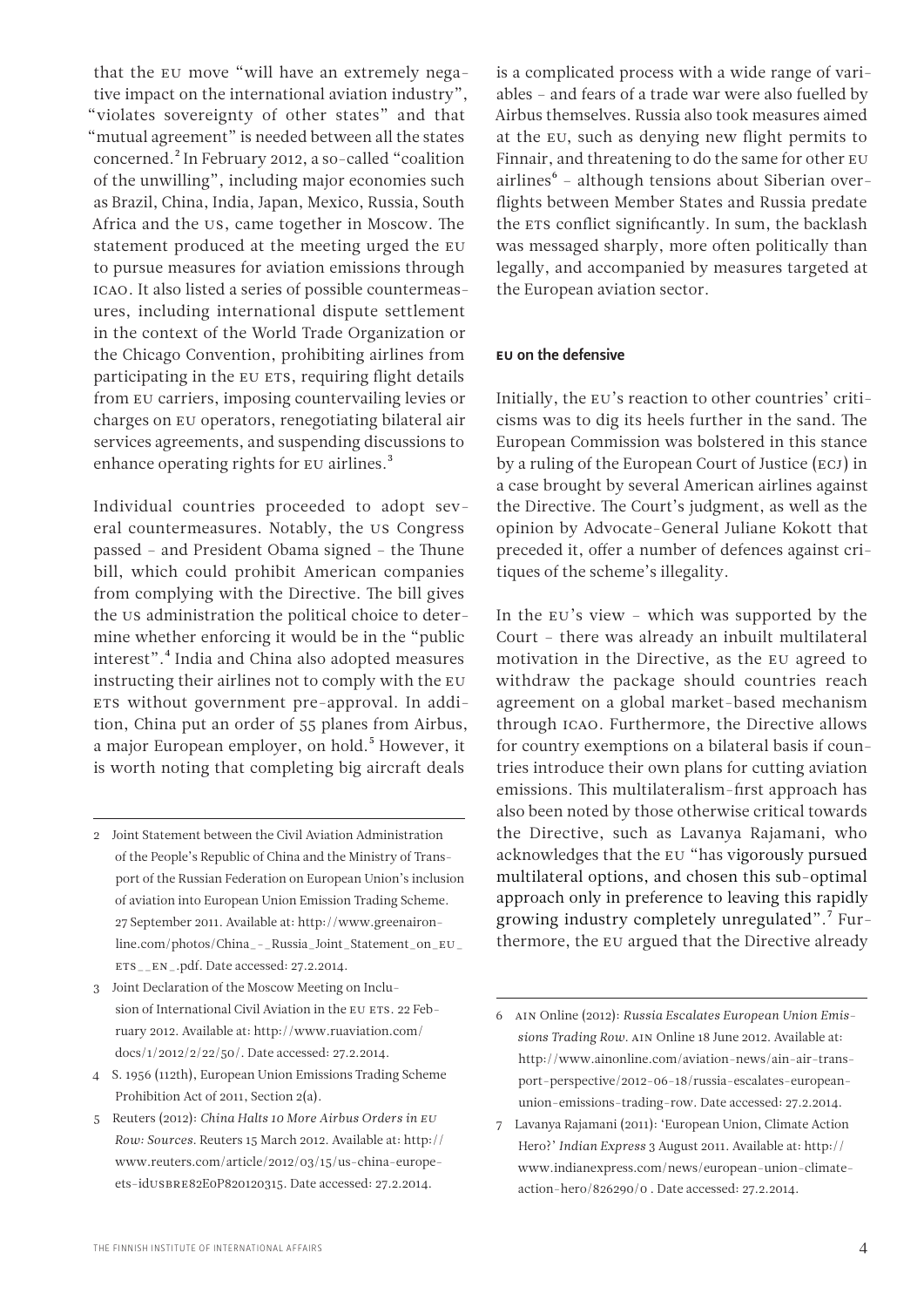that the EU move "will have an extremely negative impact on the international aviation industry", "violates sovereignty of other states" and that "mutual agreement" is needed between all the states concerned.[2] In February 2012, a so-called "coalition of the unwilling", including major economies such as Brazil, China, India, Japan, Mexico, Russia, South Africa and the US, came together in Moscow. The statement produced at the meeting urged the EU to pursue measures for aviation emissions through ICAO. It also listed a series of possible countermeasures, including international dispute settlement in the context of the World Trade Organization or the Chicago Convention, prohibiting airlines from participating in the EU ETS, requiring flight details from EU carriers, imposing countervailing levies or charges on EU operators, renegotiating bilateral air services agreements, and suspending discussions to enhance operating rights for EU airlines.[3]

Individual countries proceeded to adopt several countermeasures. Notably, the US Congress passed – and President Obama signed – the Thune bill, which could prohibit American companies from complying with the Directive. The bill gives the US administration the political choice to determine whether enforcing it would be in the "public interest".[4] India and China also adopted measures instructing their airlines not to comply with the EU ETS without government pre-approval. In addition, China put an order of 55 planes from Airbus, a major European employer, on hold.[5] However, it is worth noting that completing big aircraft deals is a complicated process with a wide range of variables – and fears of a trade war were also fuelled by Airbus themselves. Russia also took measures aimed at the EU, such as denying new flight permits to Finnair, and threatening to do the same for other EU airlines[6] – although tensions about Siberian overflights between Member States and Russia predate the ETS conflict significantly. In sum, the backlash was messaged sharply, more often politically than legally, and accompanied by measures targeted at the European aviation sector.

### EU on the defensive

Initially, the EU's reaction to other countries' criticisms was to dig its heels further in the sand. The European Commission was bolstered in this stance by a ruling of the European Court of Justice (ECJ) in a case brought by several American airlines against the Directive. The Court's judgment, as well as the opinion by Advocate-General Juliane Kokott that preceded it, offer a number of defences against critiques of the scheme's illegality.

In the EU's view – which was supported by the Court – there was already an inbuilt multilateral motivation in the Directive, as the EU agreed to withdraw the package should countries reach agreement on a global market-based mechanism through ICAO. Furthermore, the Directive allows for country exemptions on a bilateral basis if countries introduce their own plans for cutting aviation emissions. This multilateralism-first approach has also been noted by those otherwise critical towards the Directive, such as Lavanya Rajamani, who acknowledges that the EU "has vigorously pursued multilateral options, and chosen this sub-optimal approach only in preference to leaving this rapidly growing industry completely unregulated".[7] Furthermore, the EU argued that the Directive already

---

2 Joint Statement between the Civil Aviation Administration of the People's Republic of China and the Ministry of Transport of the Russian Federation on European Union's inclusion of aviation into European Union Emission Trading Scheme. 27 September 2011. Available at: http://www.greenaironline.com/photos/China_-_Russia_Joint_Statement_on_EU_ETS__EN_.pdf. Date accessed: 27.2.2014.

3 Joint Declaration of the Moscow Meeting on Inclusion of International Civil Aviation in the EU ETS. 22 February 2012. Available at: http://www.ruaviation.com/docs/1/2012/2/22/50/. Date accessed: 27.2.2014.

4 S. 1956 (112th), European Union Emissions Trading Scheme Prohibition Act of 2011, Section 2(a).

5 Reuters (2012): *China Halts 10 More Airbus Orders in EU Row: Sources*. Reuters 15 March 2012. Available at: http://www.reuters.com/article/2012/03/15/us-china-europe-ets-idUSBRE82E0P820120315. Date accessed: 27.2.2014.

6 AIN Online (2012): *Russia Escalates European Union Emissions Trading Row*. AIN Online 18 June 2012. Available at: http://www.ainonline.com/aviation-news/ain-air-transport-perspective/2012-06-18/russia-escalates-european-union-emissions-trading-row. Date accessed: 27.2.2014.

7 Lavanya Rajamani (2011): 'European Union, Climate Action Hero?' *Indian Express* 3 August 2011. Available at: http://www.indianexpress.com/news/european-union-climate-action-hero/826290/0 . Date accessed: 27.2.2014.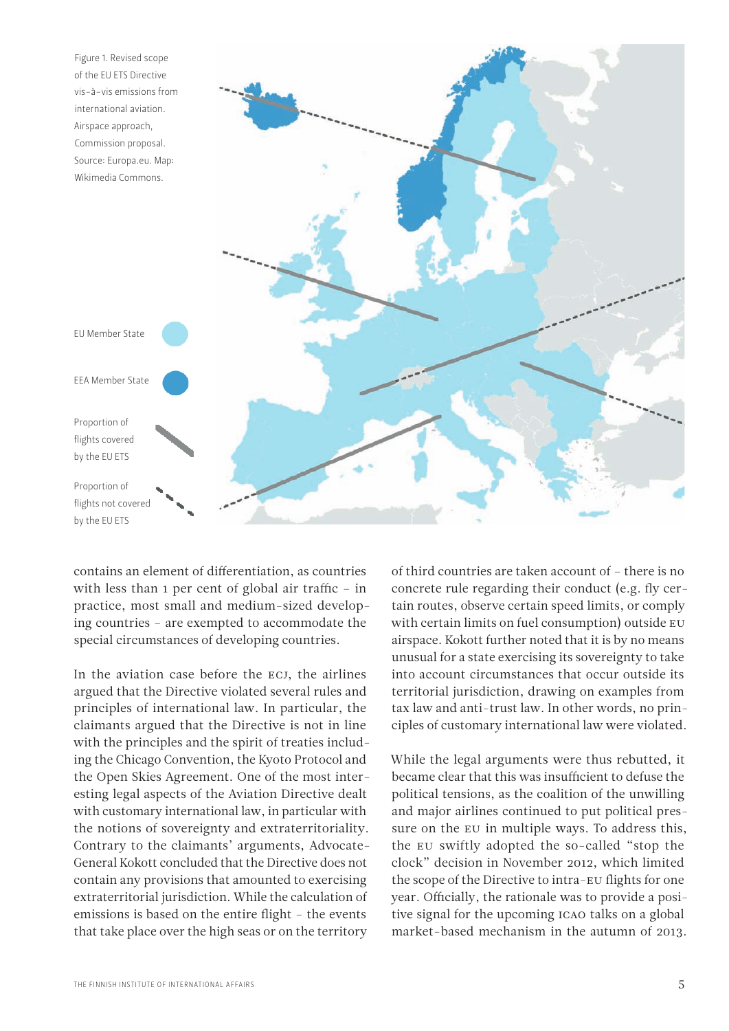Figure 1. Revised scope of the EU ETS Directive vis-à-vis emissions from international aviation. Airspace approach, Commission proposal. Source: Europa.eu. Map: Wikimedia Commons.

EU Member State

EEA Member State

Proportion of flights covered by the EU ETS

Proportion of flights not covered by the EU ETS

contains an element of differentiation, as countries with less than 1 per cent of global air traffic – in practice, most small and medium-sized developing countries – are exempted to accommodate the special circumstances of developing countries.

In the aviation case before the ECJ, the airlines argued that the Directive violated several rules and principles of international law. In particular, the claimants argued that the Directive is not in line with the principles and the spirit of treaties including the Chicago Convention, the Kyoto Protocol and the Open Skies Agreement. One of the most interesting legal aspects of the Aviation Directive dealt with customary international law, in particular with the notions of sovereignty and extraterritoriality. Contrary to the claimants' arguments, Advocate-General Kokott concluded that the Directive does not contain any provisions that amounted to exercising extraterritorial jurisdiction. While the calculation of emissions is based on the entire flight – the events that take place over the high seas or on the territory of third countries are taken account of – there is no concrete rule regarding their conduct (e.g. fly certain routes, observe certain speed limits, or comply with certain limits on fuel consumption) outside EU airspace. Kokott further noted that it is by no means unusual for a state exercising its sovereignty to take into account circumstances that occur outside its territorial jurisdiction, drawing on examples from tax law and anti-trust law. In other words, no principles of customary international law were violated.

While the legal arguments were thus rebutted, it became clear that this was insufficient to defuse the political tensions, as the coalition of the unwilling and major airlines continued to put political pressure on the EU in multiple ways. To address this, the EU swiftly adopted the so-called "stop the clock" decision in November 2012, which limited the scope of the Directive to intra-EU flights for one year. Officially, the rationale was to provide a positive signal for the upcoming ICAO talks on a global market-based mechanism in the autumn of 2013.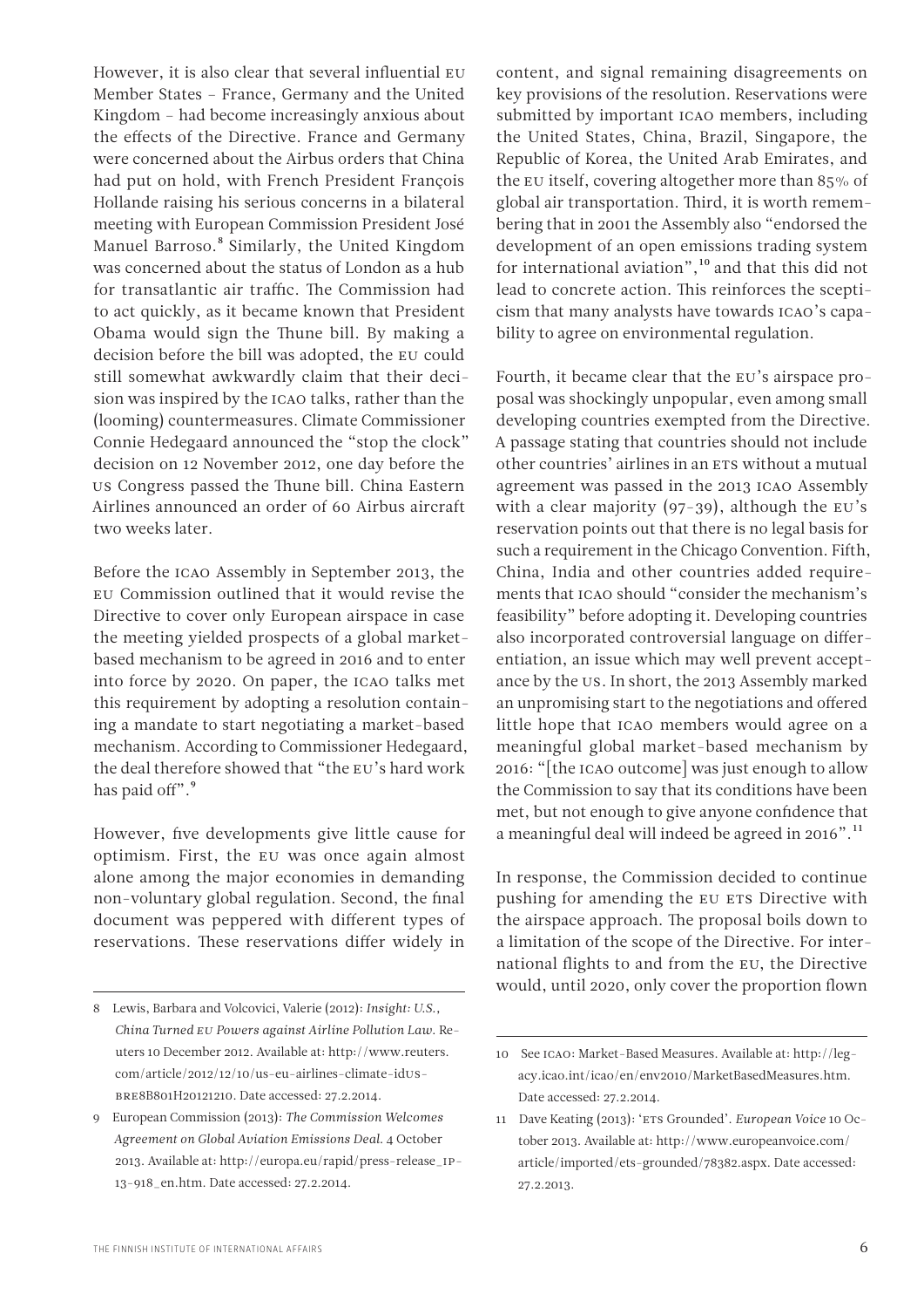However, it is also clear that several influential EU Member States – France, Germany and the United Kingdom – had become increasingly anxious about the effects of the Directive. France and Germany were concerned about the Airbus orders that China had put on hold, with French President François Hollande raising his serious concerns in a bilateral meeting with European Commission President José Manuel Barroso.[8] Similarly, the United Kingdom was concerned about the status of London as a hub for transatlantic air traffic. The Commission had to act quickly, as it became known that President Obama would sign the Thune bill. By making a decision before the bill was adopted, the EU could still somewhat awkwardly claim that their decision was inspired by the ICAO talks, rather than the (looming) countermeasures. Climate Commissioner Connie Hedegaard announced the "stop the clock" decision on 12 November 2012, one day before the US Congress passed the Thune bill. China Eastern Airlines announced an order of 60 Airbus aircraft two weeks later.

Before the ICAO Assembly in September 2013, the EU Commission outlined that it would revise the Directive to cover only European airspace in case the meeting yielded prospects of a global market-based mechanism to be agreed in 2016 and to enter into force by 2020. On paper, the ICAO talks met this requirement by adopting a resolution containing a mandate to start negotiating a market-based mechanism. According to Commissioner Hedegaard, the deal therefore showed that "the EU's hard work has paid off".[9]

However, five developments give little cause for optimism. First, the EU was once again almost alone among the major economies in demanding non-voluntary global regulation. Second, the final document was peppered with different types of reservations. These reservations differ widely in content, and signal remaining disagreements on key provisions of the resolution. Reservations were submitted by important ICAO members, including the United States, China, Brazil, Singapore, the Republic of Korea, the United Arab Emirates, and the EU itself, covering altogether more than 85% of global air transportation. Third, it is worth remembering that in 2001 the Assembly also "endorsed the development of an open emissions trading system for international aviation",[10] and that this did not lead to concrete action. This reinforces the scepticism that many analysts have towards ICAO's capability to agree on environmental regulation.

Fourth, it became clear that the EU's airspace proposal was shockingly unpopular, even among small developing countries exempted from the Directive. A passage stating that countries should not include other countries' airlines in an ETS without a mutual agreement was passed in the 2013 ICAO Assembly with a clear majority (97-39), although the EU's reservation points out that there is no legal basis for such a requirement in the Chicago Convention. Fifth, China, India and other countries added requirements that ICAO should "consider the mechanism's feasibility" before adopting it. Developing countries also incorporated controversial language on differentiation, an issue which may well prevent acceptance by the US. In short, the 2013 Assembly marked an unpromising start to the negotiations and offered little hope that ICAO members would agree on a meaningful global market-based mechanism by 2016: "[the ICAO outcome] was just enough to allow the Commission to say that its conditions have been met, but not enough to give anyone confidence that a meaningful deal will indeed be agreed in 2016".[11]

In response, the Commission decided to continue pushing for amending the EU ETS Directive with the airspace approach. The proposal boils down to a limitation of the scope of the Directive. For international flights to and from the EU, the Directive would, until 2020, only cover the proportion flown

---

8 Lewis, Barbara and Volcovici, Valerie (2012): *Insight: U.S., China Turned EU Powers against Airline Pollution Law*. Reuters 10 December 2012. Available at: http://www.reuters.com/article/2012/12/10/us-eu-airlines-climate-idUSBRE8B801H20121210. Date accessed: 27.2.2014.

9 European Commission (2013): *The Commission Welcomes Agreement on Global Aviation Emissions Deal*. 4 October 2013. Available at: http://europa.eu/rapid/press-release_IP-13-918_en.htm. Date accessed: 27.2.2014.

10 See ICAO: Market-Based Measures. Available at: http://legacy.icao.int/icao/en/env2010/MarketBasedMeasures.htm. Date accessed: 27.2.2014.

11 Dave Keating (2013): 'ETS Grounded'. *European Voice* 10 October 2013. Available at: http://www.europeanvoice.com/article/imported/ets-grounded/78382.aspx. Date accessed: 27.2.2013.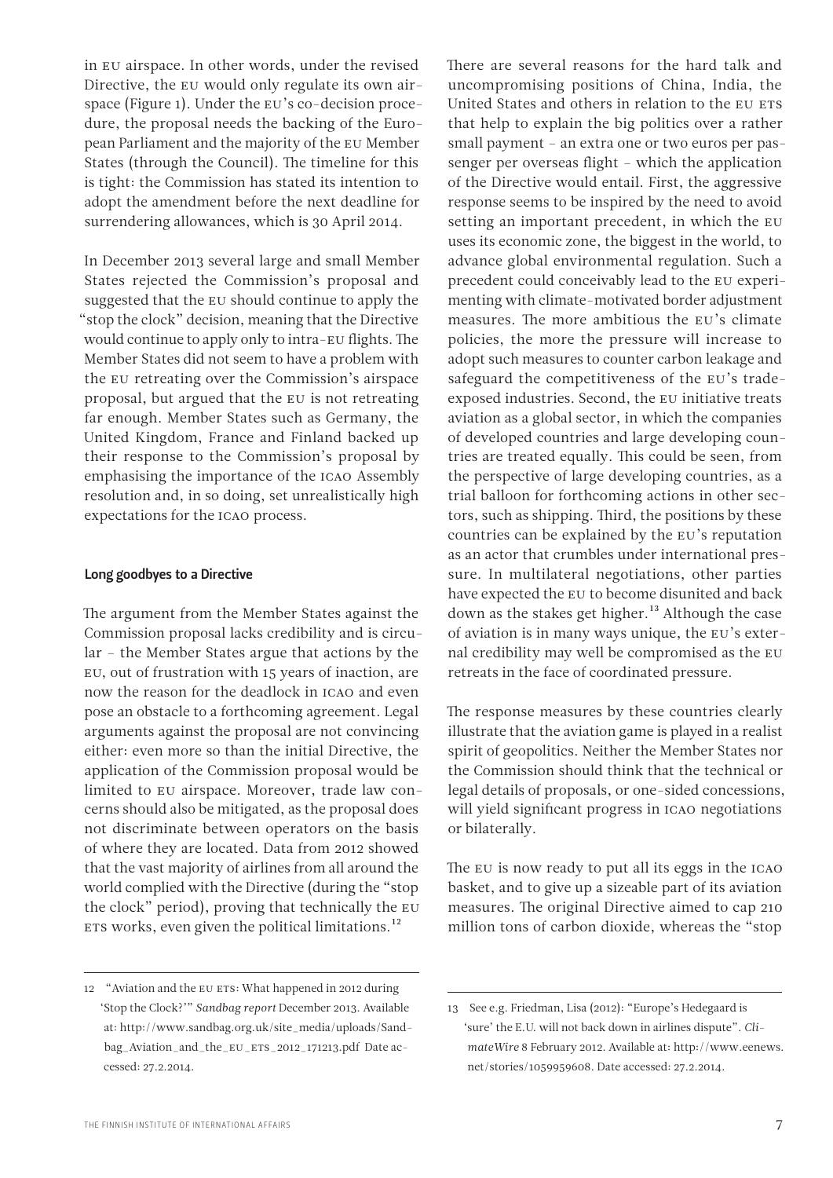in EU airspace. In other words, under the revised Directive, the EU would only regulate its own airspace (Figure 1). Under the EU's co-decision procedure, the proposal needs the backing of the European Parliament and the majority of the EU Member States (through the Council). The timeline for this is tight: the Commission has stated its intention to adopt the amendment before the next deadline for surrendering allowances, which is 30 April 2014.

In December 2013 several large and small Member States rejected the Commission's proposal and suggested that the EU should continue to apply the "stop the clock" decision, meaning that the Directive would continue to apply only to intra-EU flights. The Member States did not seem to have a problem with the EU retreating over the Commission's airspace proposal, but argued that the EU is not retreating far enough. Member States such as Germany, the United Kingdom, France and Finland backed up their response to the Commission's proposal by emphasising the importance of the ICAO Assembly resolution and, in so doing, set unrealistically high expectations for the ICAO process.

### Long goodbyes to a Directive

The argument from the Member States against the Commission proposal lacks credibility and is circular – the Member States argue that actions by the EU, out of frustration with 15 years of inaction, are now the reason for the deadlock in ICAO and even pose an obstacle to a forthcoming agreement. Legal arguments against the proposal are not convincing either: even more so than the initial Directive, the application of the Commission proposal would be limited to EU airspace. Moreover, trade law concerns should also be mitigated, as the proposal does not discriminate between operators on the basis of where they are located. Data from 2012 showed that the vast majority of airlines from all around the world complied with the Directive (during the "stop the clock" period), proving that technically the EU ETS works, even given the political limitations.[12]

There are several reasons for the hard talk and uncompromising positions of China, India, the United States and others in relation to the EU ETS that help to explain the big politics over a rather small payment – an extra one or two euros per passenger per overseas flight – which the application of the Directive would entail. First, the aggressive response seems to be inspired by the need to avoid setting an important precedent, in which the EU uses its economic zone, the biggest in the world, to advance global environmental regulation. Such a precedent could conceivably lead to the EU experimenting with climate-motivated border adjustment measures. The more ambitious the EU's climate policies, the more the pressure will increase to adopt such measures to counter carbon leakage and safeguard the competitiveness of the EU's trade-exposed industries. Second, the EU initiative treats aviation as a global sector, in which the companies of developed countries and large developing countries are treated equally. This could be seen, from the perspective of large developing countries, as a trial balloon for forthcoming actions in other sectors, such as shipping. Third, the positions by these countries can be explained by the EU's reputation as an actor that crumbles under international pressure. In multilateral negotiations, other parties have expected the EU to become disunited and back down as the stakes get higher.[13] Although the case of aviation is in many ways unique, the EU's external credibility may well be compromised as the EU retreats in the face of coordinated pressure.

The response measures by these countries clearly illustrate that the aviation game is played in a realist spirit of geopolitics. Neither the Member States nor the Commission should think that the technical or legal details of proposals, or one-sided concessions, will yield significant progress in ICAO negotiations or bilaterally.

The EU is now ready to put all its eggs in the ICAO basket, and to give up a sizeable part of its aviation measures. The original Directive aimed to cap 210 million tons of carbon dioxide, whereas the "stop

---

12 "Aviation and the EU ETS: What happened in 2012 during 'Stop the Clock?'" *Sandbag report* December 2013. Available at: http://www.sandbag.org.uk/site_media/uploads/Sandbag_Aviation_and_the_EU_ETS_2012_171213.pdf Date accessed: 27.2.2014.

13 See e.g. Friedman, Lisa (2012): "Europe's Hedegaard is 'sure' the E.U. will not back down in airlines dispute". *ClimateWire* 8 February 2012. Available at: http://www.eenews.net/stories/1059959608. Date accessed: 27.2.2014.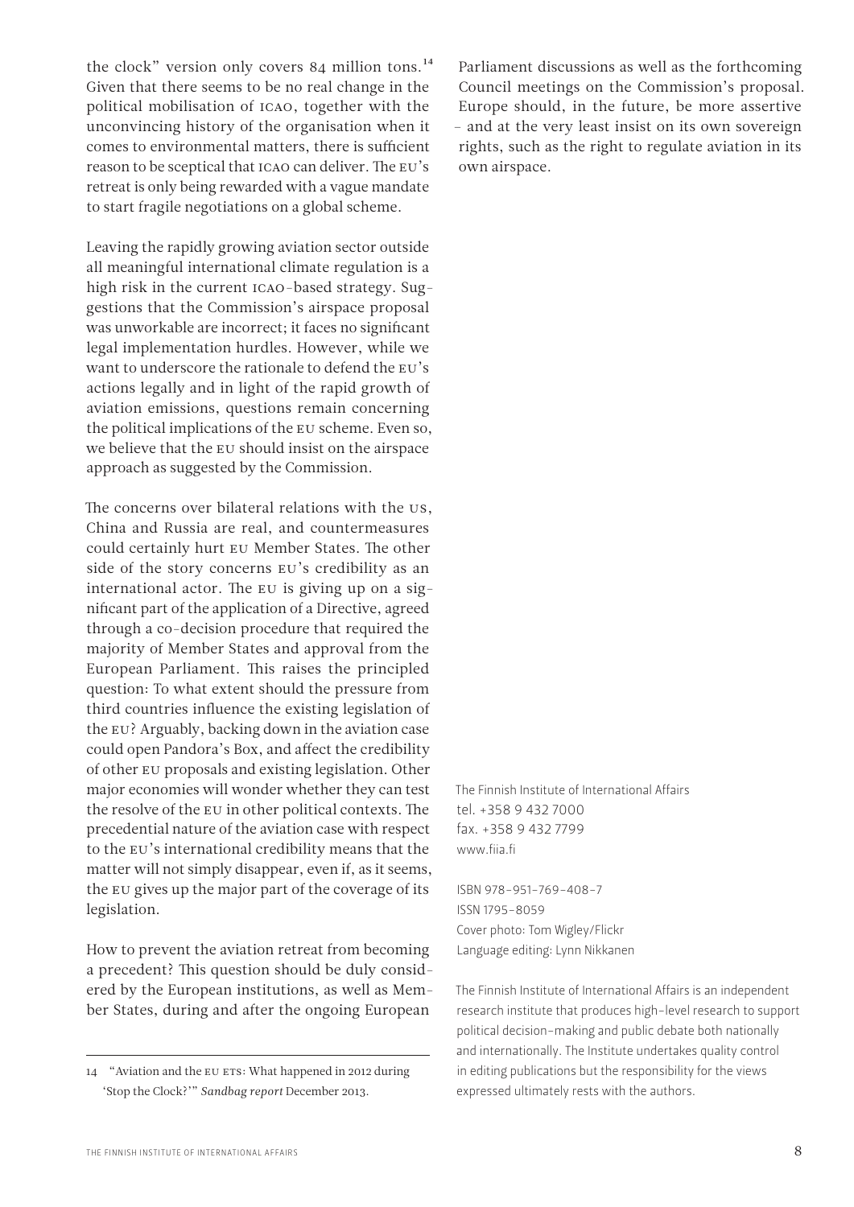the clock" version only covers 84 million tons.[14] Given that there seems to be no real change in the political mobilisation of ICAO, together with the unconvincing history of the organisation when it comes to environmental matters, there is sufficient reason to be sceptical that ICAO can deliver. The EU's retreat is only being rewarded with a vague mandate to start fragile negotiations on a global scheme.

Leaving the rapidly growing aviation sector outside all meaningful international climate regulation is a high risk in the current ICAO-based strategy. Suggestions that the Commission's airspace proposal was unworkable are incorrect; it faces no significant legal implementation hurdles. However, while we want to underscore the rationale to defend the EU's actions legally and in light of the rapid growth of aviation emissions, questions remain concerning the political implications of the EU scheme. Even so, we believe that the EU should insist on the airspace approach as suggested by the Commission.

The concerns over bilateral relations with the US, China and Russia are real, and countermeasures could certainly hurt EU Member States. The other side of the story concerns EU's credibility as an international actor. The EU is giving up on a significant part of the application of a Directive, agreed through a co-decision procedure that required the majority of Member States and approval from the European Parliament. This raises the principled question: To what extent should the pressure from third countries influence the existing legislation of the EU? Arguably, backing down in the aviation case could open Pandora's Box, and affect the credibility of other EU proposals and existing legislation. Other major economies will wonder whether they can test the resolve of the EU in other political contexts. The precedential nature of the aviation case with respect to the EU's international credibility means that the matter will not simply disappear, even if, as it seems, the EU gives up the major part of the coverage of its legislation.

How to prevent the aviation retreat from becoming a precedent? This question should be duly considered by the European institutions, as well as Member States, during and after the ongoing European Parliament discussions as well as the forthcoming Council meetings on the Commission's proposal. Europe should, in the future, be more assertive – and at the very least insist on its own sovereign rights, such as the right to regulate aviation in its own airspace.

14 "Aviation and the EU ETS: What happened in 2012 during 'Stop the Clock?'" *Sandbag report* December 2013.

The Finnish Institute of International Affairs
tel. +358 9 432 7000
fax. +358 9 432 7799
www.fiia.fi

ISBN 978-951-769-408-7
ISSN 1795-8059
Cover photo: Tom Wigley/Flickr
Language editing: Lynn Nikkanen

The Finnish Institute of International Affairs is an independent research institute that produces high-level research to support political decision-making and public debate both nationally and internationally. The Institute undertakes quality control in editing publications but the responsibility for the views expressed ultimately rests with the authors.